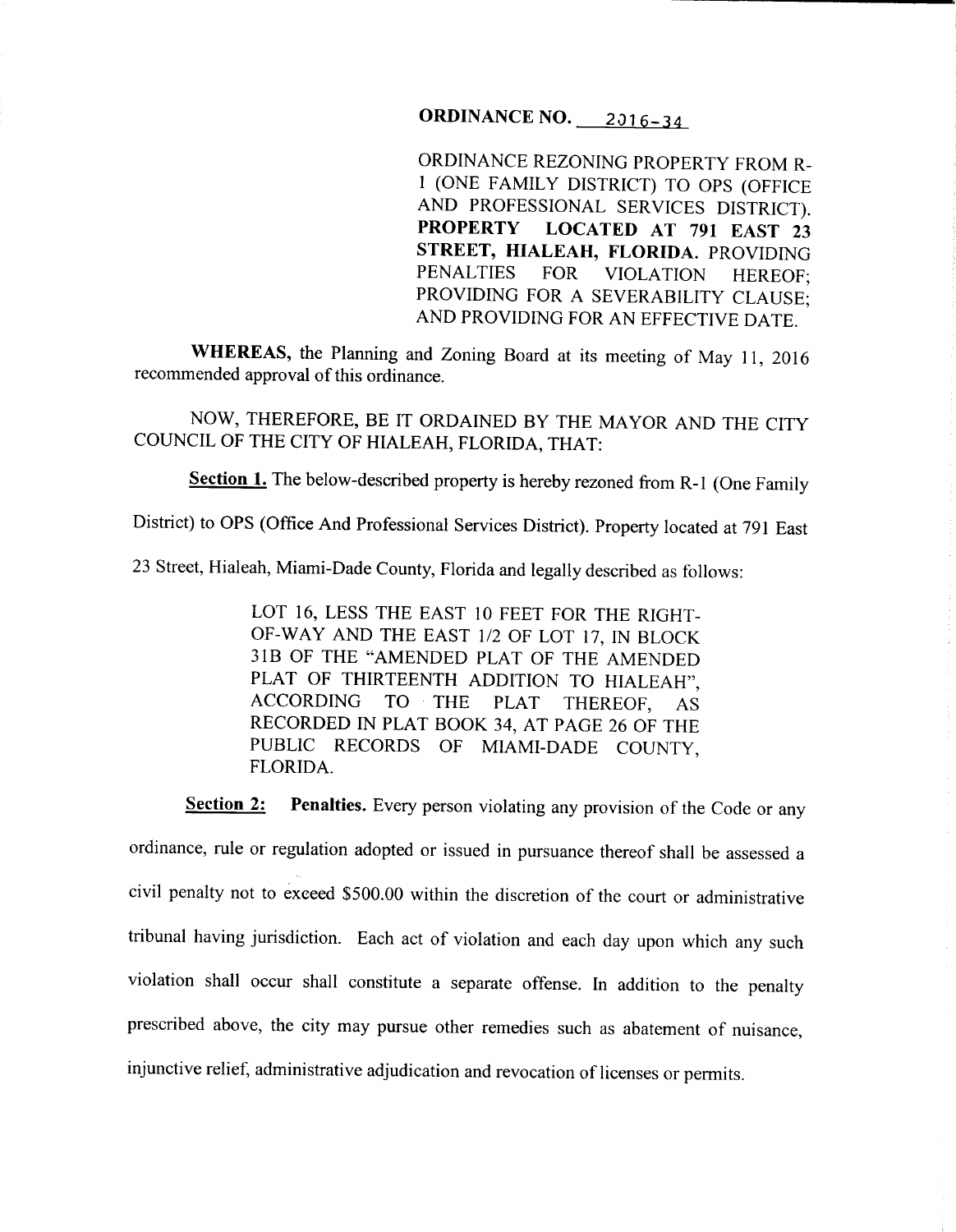**ORDINANCE NO. 2016-34**

ORDINANCE REZONING PROPERTY FROM R-1 (ONE FAMILY DISTRICT) TO OPS (OFFICE AND PROFESSIONAL SERVICES DISTRICT). **PROPERTY LOCATED AT 791 EAST 23 STREET, HIALEAH, FLORIDA.** PROVIDING PENALTIES FOR VIOLATION HEREOF; PROVIDING FOR A SEVERABILITY CLAUSE; AND PROVIDING FOR AN EFFECTIVE DATE.

**WHEREAS,** the Planning and Zoning Board at its meeting of May 11, 2016 recommended approval of this ordinance.

NOW, THEREFORE, BE IT ORDAINED BY THE MAYOR AND THE CITY COUNCIL OF THE CITY OF HIALEAH, FLORIDA, THAT:

**Section 1.** The below-described property is hereby rezoned from R-1 (One Family District) to OPS (Office And Professional Services District). Property located at 791 East 23 Street, Hialeah, Miami-Dade County, Florida and legally described as follows:

> LOT 16, LESS THE EAST 10 FEET FOR THE RIGHT-OF-WAY AND THE EAST 1/2 OF LOT 17, IN BLOCK 31B OF THE "AMENDED PLAT OF THE AMENDED PLAT OF THIRTEENTH ADDITION TO HIALEAH", ACCORDING TO THE PLAT THEREOF, AS RECORDED IN PLAT BOOK 34, AT PAGE 26 OF THE PUBLIC RECORDS OF MIAMI-DADE COUNTY, FLORIDA.

**Section 2: Penalties.** Every person violating any provision of the Code or any ordinance, rule or regulation adopted or issued in pursuance thereof shall be assessed a civil penalty not to exceed $500.00 within the discretion of the court or administrative tribunal having jurisdiction. Each act of violation and each day upon which any such violation shall occur shall constitute a separate offense. In addition to the penalty prescribed above, the city may pursue other remedies such as abatement of nuisance, injunctive relief, administrative adjudication and revocation of licenses or permits.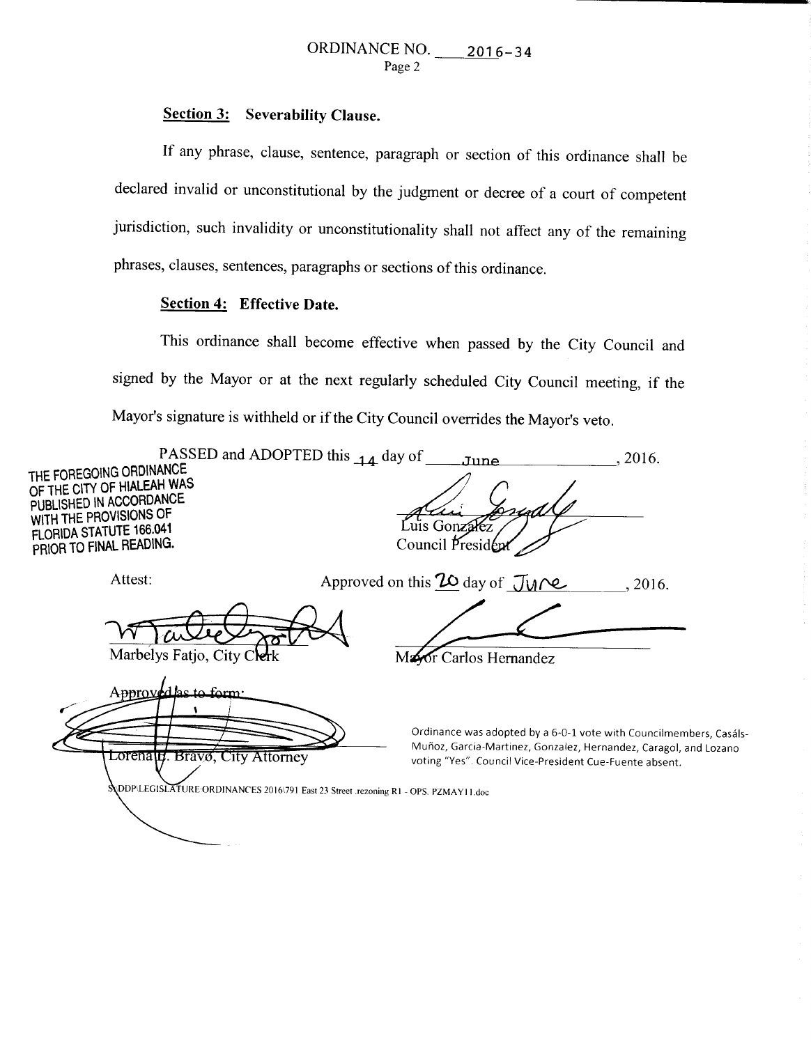ORDINANCE NO. 2016-34

**Section 3: Severability Clause.**

If any phrase, clause, sentence, paragraph or section of this ordinance shall be declared invalid or unconstitutional by the judgment or decree of a court of competent jurisdiction, such invalidity or unconstitutionality shall not affect any of the remaining phrases, clauses, sentences, paragraphs or sections of this ordinance.

**Section 4: Effective Date.**

This ordinance shall become effective when passed by the City Council and signed by the Mayor or at the next regularly scheduled City Council meeting, if the Mayor's signature is withheld or if the City Council overrides the Mayor's veto.

PASSED and ADOPTED this 14 day of June, 2016.

THE FOREGOING ORDINANCE OF THE CITY OF HIALEAH WAS PUBLISHED IN ACCORDANCE WITH THE PROVISIONS OF FLORIDA STATUTE 166.041 PRIOR TO FINAL READING.

Luis Gonzalez
Council President

Attest:

Approved on this 20 day of June, 2016.

Marbelys Fatjo, City Clerk

Mayor Carlos Hernandez

Approved as to form:

Lorena E. Bravo, City Attorney

Ordinance was adopted by a 6-0-1 vote with Councilmembers, Casáls-Muñoz, Garcia-Martinez, Gonzalez, Hernandez, Caragol, and Lozano voting "Yes". Council Vice-President Cue-Fuente absent.

S:\DDP\LEGISLATURE\ORDINANCES 2016\791 East 23 Street .rezoning R1 - OPS. PZMAY11.doc